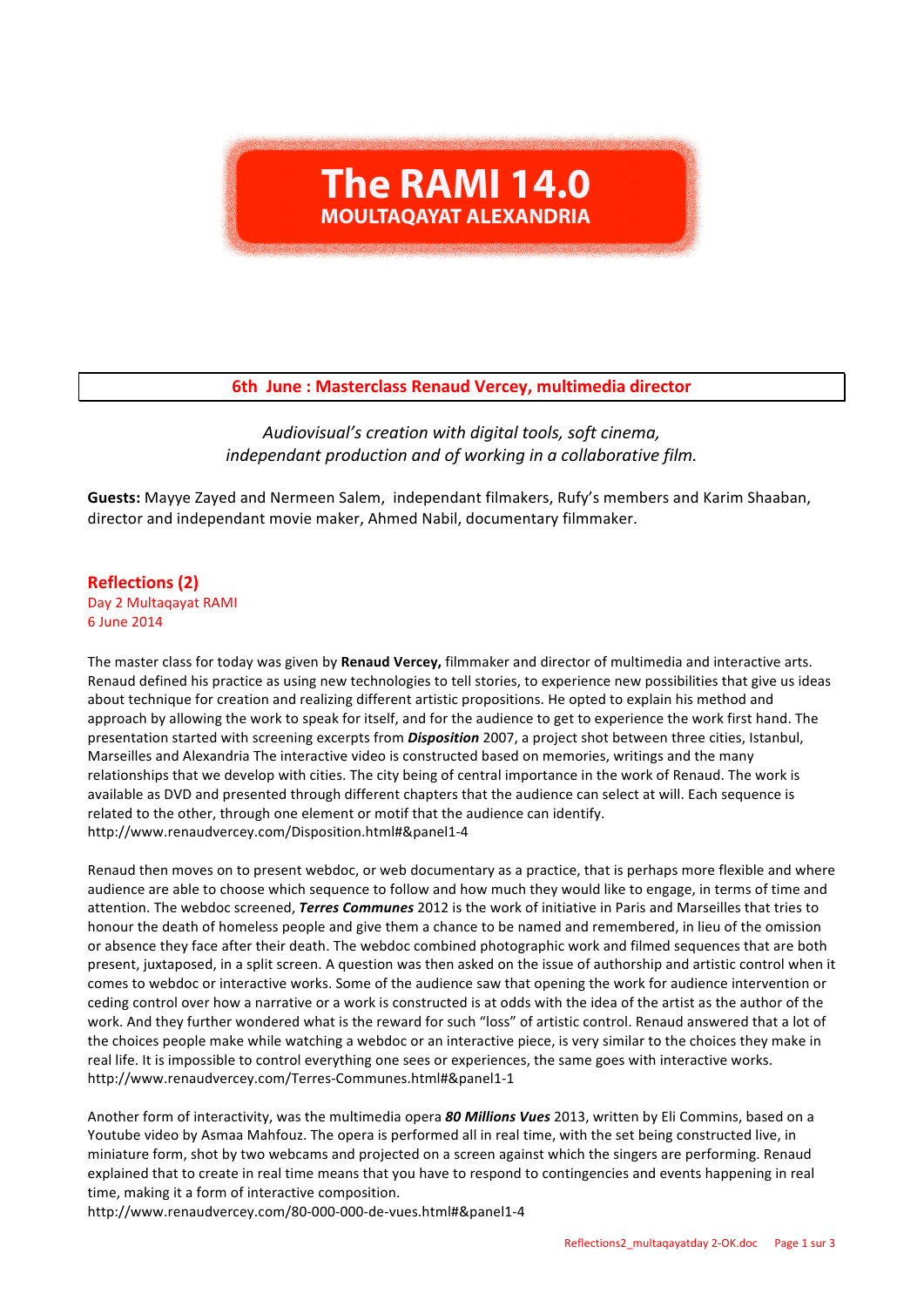# The RAMI 14.0
## MOULTAQAYAT ALEXANDRIA

## 6th June : Masterclass Renaud Vercey, multimedia director

*Audiovisual's creation with digital tools, soft cinema,*
*independant production and of working in a collaborative film.*

**Guests:** Mayye Zayed and Nermeen Salem, independant filmakers, Rufy's members and Karim Shaaban, director and independant movie maker, Ahmed Nabil, documentary filmmaker.

### Reflections (2)
Day 2 Multaqayat RAMI
6 June 2014

The master class for today was given by **Renaud Vercey,** filmmaker and director of multimedia and interactive arts. Renaud defined his practice as using new technologies to tell stories, to experience new possibilities that give us ideas about technique for creation and realizing different artistic propositions. He opted to explain his method and approach by allowing the work to speak for itself, and for the audience to get to experience the work first hand. The presentation started with screening excerpts from ***Disposition*** 2007, a project shot between three cities, Istanbul, Marseilles and Alexandria The interactive video is constructed based on memories, writings and the many relationships that we develop with cities. The city being of central importance in the work of Renaud. The work is available as DVD and presented through different chapters that the audience can select at will. Each sequence is related to the other, through one element or motif that the audience can identify.
http://www.renaudvercey.com/Disposition.html#&panel1-4

Renaud then moves on to present webdoc, or web documentary as a practice, that is perhaps more flexible and where audience are able to choose which sequence to follow and how much they would like to engage, in terms of time and attention. The webdoc screened, ***Terres Communes*** 2012 is the work of initiative in Paris and Marseilles that tries to honour the death of homeless people and give them a chance to be named and remembered, in lieu of the omission or absence they face after their death. The webdoc combined photographic work and filmed sequences that are both present, juxtaposed, in a split screen. A question was then asked on the issue of authorship and artistic control when it comes to webdoc or interactive works. Some of the audience saw that opening the work for audience intervention or ceding control over how a narrative or a work is constructed is at odds with the idea of the artist as the author of the work. And they further wondered what is the reward for such "loss" of artistic control. Renaud answered that a lot of the choices people make while watching a webdoc or an interactive piece, is very similar to the choices they make in real life. It is impossible to control everything one sees or experiences, the same goes with interactive works.
http://www.renaudvercey.com/Terres-Communes.html#&panel1-1

Another form of interactivity, was the multimedia opera ***80 Millions Vues*** 2013, written by Eli Commins, based on a Youtube video by Asmaa Mahfouz. The opera is performed all in real time, with the set being constructed live, in miniature form, shot by two webcams and projected on a screen against which the singers are performing. Renaud explained that to create in real time means that you have to respond to contingencies and events happening in real time, making it a form of interactive composition.
http://www.renaudvercey.com/80-000-000-de-vues.html#&panel1-4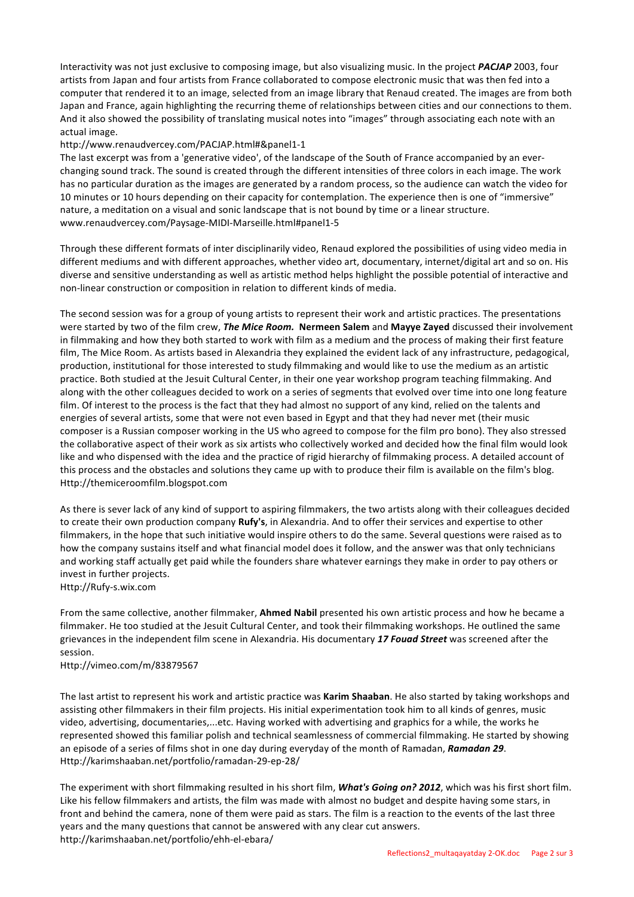Interactivity was not just exclusive to composing image, but also visualizing music. In the project ***PACJAP*** 2003, four artists from Japan and four artists from France collaborated to compose electronic music that was then fed into a computer that rendered it to an image, selected from an image library that Renaud created. The images are from both Japan and France, again highlighting the recurring theme of relationships between cities and our connections to them. And it also showed the possibility of translating musical notes into "images" through associating each note with an actual image.
http://www.renaudvercey.com/PACJAP.html#&panel1-1
The last excerpt was from a 'generative video', of the landscape of the South of France accompanied by an ever-changing sound track. The sound is created through the different intensities of three colors in each image. The work has no particular duration as the images are generated by a random process, so the audience can watch the video for 10 minutes or 10 hours depending on their capacity for contemplation. The experience then is one of "immersive" nature, a meditation on a visual and sonic landscape that is not bound by time or a linear structure.
www.renaudvercey.com/Paysage-MIDI-Marseille.html#panel1-5

Through these different formats of inter disciplinarily video, Renaud explored the possibilities of using video media in different mediums and with different approaches, whether video art, documentary, internet/digital art and so on. His diverse and sensitive understanding as well as artistic method helps highlight the possible potential of interactive and non-linear construction or composition in relation to different kinds of media.

The second session was for a group of young artists to represent their work and artistic practices. The presentations were started by two of the film crew, ***The Mice Room.*** **Nermeen Salem** and **Mayye Zayed** discussed their involvement in filmmaking and how they both started to work with film as a medium and the process of making their first feature film, The Mice Room. As artists based in Alexandria they explained the evident lack of any infrastructure, pedagogical, production, institutional for those interested to study filmmaking and would like to use the medium as an artistic practice. Both studied at the Jesuit Cultural Center, in their one year workshop program teaching filmmaking. And along with the other colleagues decided to work on a series of segments that evolved over time into one long feature film. Of interest to the process is the fact that they had almost no support of any kind, relied on the talents and energies of several artists, some that were not even based in Egypt and that they had never met (their music composer is a Russian composer working in the US who agreed to compose for the film pro bono). They also stressed the collaborative aspect of their work as six artists who collectively worked and decided how the final film would look like and who dispensed with the idea and the practice of rigid hierarchy of filmmaking process. A detailed account of this process and the obstacles and solutions they came up with to produce their film is available on the film's blog.
Http://themiceroomfilm.blogspot.com

As there is sever lack of any kind of support to aspiring filmmakers, the two artists along with their colleagues decided to create their own production company **Rufy's**, in Alexandria. And to offer their services and expertise to other filmmakers, in the hope that such initiative would inspire others to do the same. Several questions were raised as to how the company sustains itself and what financial model does it follow, and the answer was that only technicians and working staff actually get paid while the founders share whatever earnings they make in order to pay others or invest in further projects.
Http://Rufy-s.wix.com

From the same collective, another filmmaker, **Ahmed Nabil** presented his own artistic process and how he became a filmmaker. He too studied at the Jesuit Cultural Center, and took their filmmaking workshops. He outlined the same grievances in the independent film scene in Alexandria. His documentary ***17 Fouad Street*** was screened after the session.
Http://vimeo.com/m/83879567

The last artist to represent his work and artistic practice was **Karim Shaaban**. He also started by taking workshops and assisting other filmmakers in their film projects. His initial experimentation took him to all kinds of genres, music video, advertising, documentaries,...etc. Having worked with advertising and graphics for a while, the works he represented showed this familiar polish and technical seamlessness of commercial filmmaking. He started by showing an episode of a series of films shot in one day during everyday of the month of Ramadan, ***Ramadan 29***.
Http://karimshaaban.net/portfolio/ramadan-29-ep-28/

The experiment with short filmmaking resulted in his short film, ***What's Going on? 2012***, which was his first short film. Like his fellow filmmakers and artists, the film was made with almost no budget and despite having some stars, in front and behind the camera, none of them were paid as stars. The film is a reaction to the events of the last three years and the many questions that cannot be answered with any clear cut answers.
http://karimshaaban.net/portfolio/ehh-el-ebara/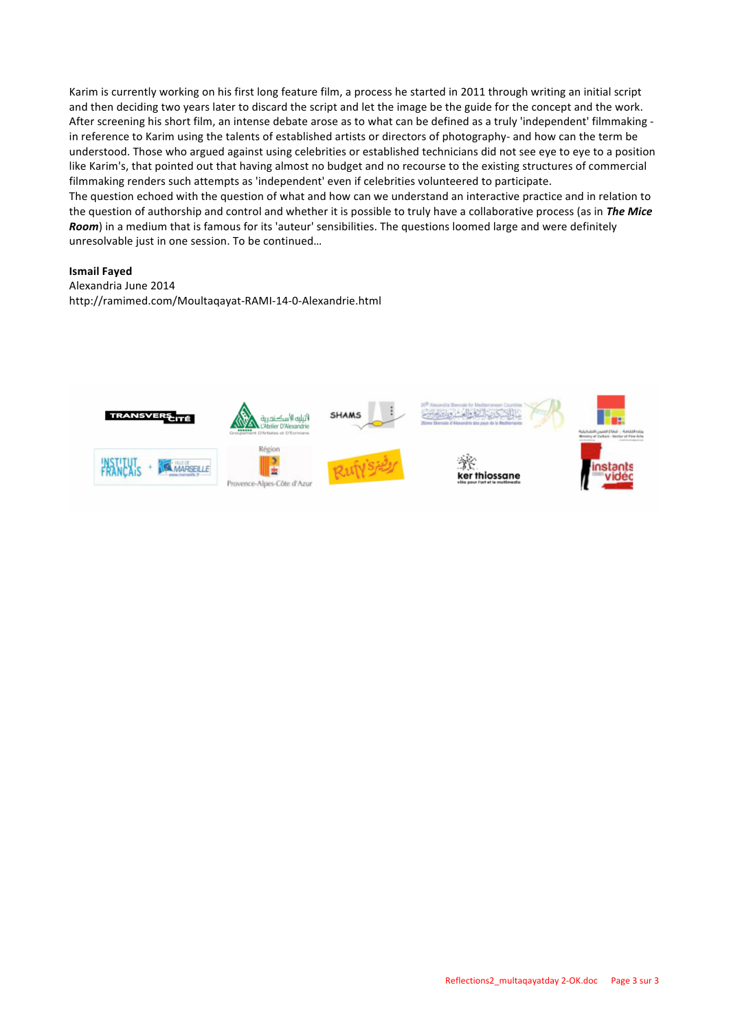Karim is currently working on his first long feature film, a process he started in 2011 through writing an initial script and then deciding two years later to discard the script and let the image be the guide for the concept and the work. After screening his short film, an intense debate arose as to what can be defined as a truly 'independent' filmmaking - in reference to Karim using the talents of established artists or directors of photography- and how can the term be understood. Those who argued against using celebrities or established technicians did not see eye to eye to a position like Karim's, that pointed out that having almost no budget and no recourse to the existing structures of commercial filmmaking renders such attempts as 'independent' even if celebrities volunteered to participate.
The question echoed with the question of what and how can we understand an interactive practice and in relation to the question of authorship and control and whether it is possible to truly have a collaborative process (as in ***The Mice Room***) in a medium that is famous for its 'auteur' sensibilities. The questions loomed large and were definitely unresolvable just in one session. To be continued…

**Ismail Fayed**
Alexandria June 2014
http://ramimed.com/Moultaqayat-RAMI-14-0-Alexandrie.html